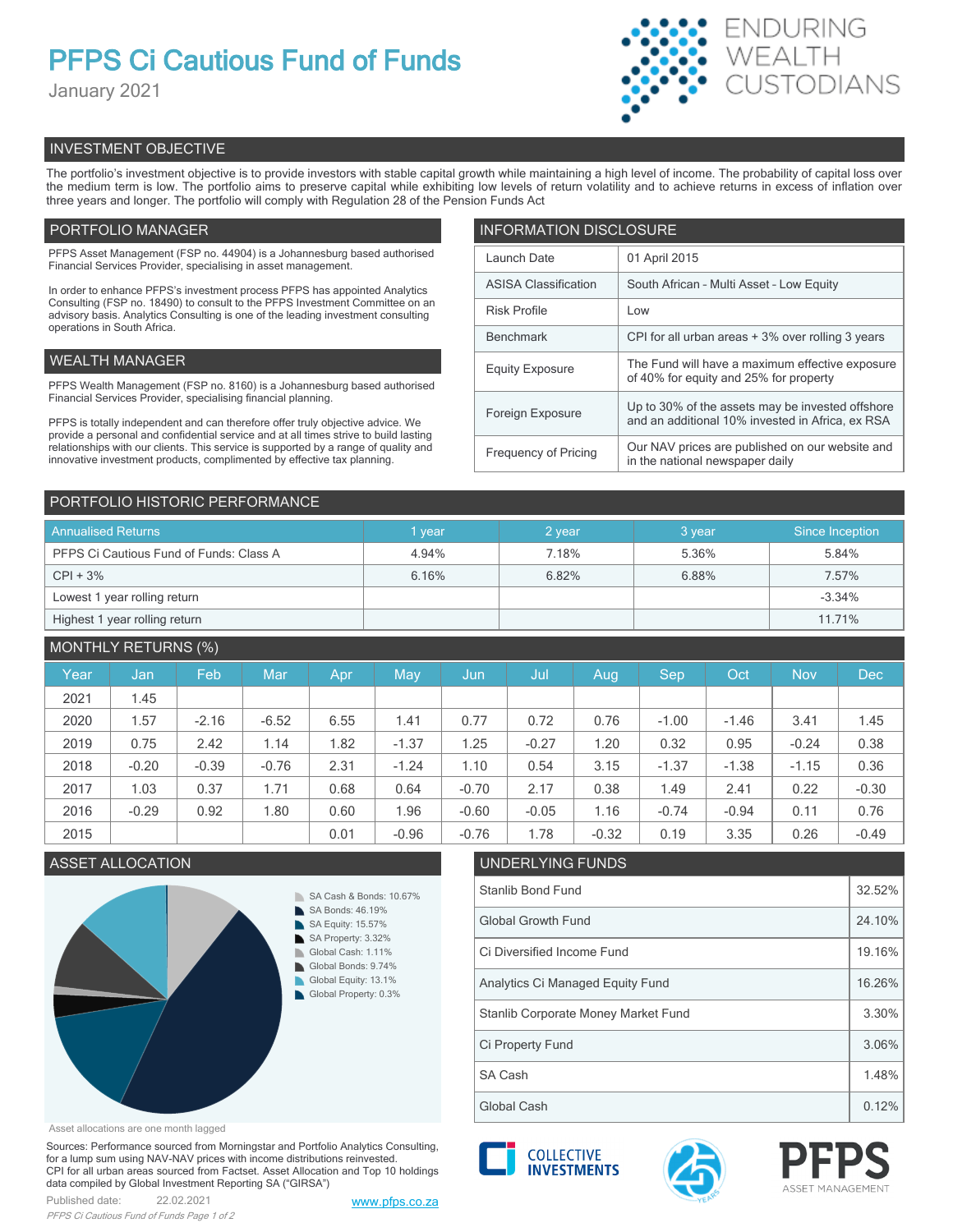# PFPS Ci Cautious Fund of Funds

January 2021

ENDURING WEALTH CUSTODIANS

## INVESTMENT OBJECTIVE

The portfolio's investment objective is to provide investors with stable capital growth while maintaining a high level of income. The probability of capital loss over the medium term is low. The portfolio aims to preserve capital while exhibiting low levels of return volatility and to achieve returns in excess of inflation over three years and longer. The portfolio will comply with Regulation 28 of the Pension Funds Act

## PORTFOLIO MANAGER

PFPS Asset Management (FSP no. 44904) is a Johannesburg based authorised Financial Services Provider, specialising in asset management.

In order to enhance PFPS's investment process PFPS has appointed Analytics Consulting (FSP no. 18490) to consult to the PFPS Investment Committee on an advisory basis. Analytics Consulting is one of the leading investment consulting operations in South Africa.

## WEALTH MANAGER

PFPS Wealth Management (FSP no. 8160) is a Johannesburg based authorised Financial Services Provider, specialising financial planning.

PFPS is totally independent and can therefore offer truly objective advice. We provide a personal and confidential service and at all times strive to build lasting relationships with our clients. This service is supported by a range of quality and innovative investment products, complimented by effective tax planning.

## INFORMATION DISCLOSURE

| | |
|---|---|
| Launch Date | 01 April 2015 |
| ASISA Classification | South African - Multi Asset - Low Equity |
| Risk Profile | Low |
| Benchmark | CPI for all urban areas + 3% over rolling 3 years |
| Equity Exposure | The Fund will have a maximum effective exposure of 40% for equity and 25% for property |
| Foreign Exposure | Up to 30% of the assets may be invested offshore and an additional 10% invested in Africa, ex RSA |
| Frequency of Pricing | Our NAV prices are published on our website and in the national newspaper daily |

## PORTFOLIO HISTORIC PERFORMANCE

| Annualised Returns | 1 year | 2 year | 3 year | Since Inception |
|---|---|---|---|---|
| PFPS Ci Cautious Fund of Funds: Class A | 4.94% | 7.18% | 5.36% | 5.84% |
| CPI + 3% | 6.16% | 6.82% | 6.88% | 7.57% |
| Lowest 1 year rolling return | | | | -3.34% |
| Highest 1 year rolling return | | | | 11.71% |

## MONTHLY RETURNS (%)

| Year | Jan | Feb | Mar | Apr | May | Jun | Jul | Aug | Sep | Oct | Nov | Dec |
|---|---|---|---|---|---|---|---|---|---|---|---|---|
| 2021 | 1.45 | | | | | | | | | | | |
| 2020 | 1.57 | -2.16 | -6.52 | 6.55 | 1.41 | 0.77 | 0.72 | 0.76 | -1.00 | -1.46 | 3.41 | 1.45 |
| 2019 | 0.75 | 2.42 | 1.14 | 1.82 | -1.37 | 1.25 | -0.27 | 1.20 | 0.32 | 0.95 | -0.24 | 0.38 |
| 2018 | -0.20 | -0.39 | -0.76 | 2.31 | -1.24 | 1.10 | 0.54 | 3.15 | -1.37 | -1.38 | -1.15 | 0.36 |
| 2017 | 1.03 | 0.37 | 1.71 | 0.68 | 0.64 | -0.70 | 2.17 | 0.38 | 1.49 | 2.41 | 0.22 | -0.30 |
| 2016 | -0.29 | 0.92 | 1.80 | 0.60 | 1.96 | -0.60 | -0.05 | 1.16 | -0.74 | -0.94 | 0.11 | 0.76 |
| 2015 | | | | 0.01 | -0.96 | -0.76 | 1.78 | -0.32 | 0.19 | 3.35 | 0.26 | -0.49 |

## ASSET ALLOCATION

- SA Cash & Bonds: 10.67%
- SA Bonds: 46.19%
- SA Equity: 15.57%
- SA Property: 3.32%
- Global Cash: 1.11%
- Global Bonds: 9.74%
- Global Equity: 13.1%
- Global Property: 0.3%

Asset allocations are one month lagged

## UNDERLYING FUNDS

| | |
|---|---|
| Stanlib Bond Fund | 32.52% |
| Global Growth Fund | 24.10% |
| Ci Diversified Income Fund | 19.16% |
| Analytics Ci Managed Equity Fund | 16.26% |
| Stanlib Corporate Money Market Fund | 3.30% |
| Ci Property Fund | 3.06% |
| SA Cash | 1.48% |
| Global Cash | 0.12% |

Sources: Performance sourced from Morningstar and Portfolio Analytics Consulting, for a lump sum using NAV-NAV prices with income distributions reinvested. CPI for all urban areas sourced from Factset. Asset Allocation and Top 10 holdings data compiled by Global Investment Reporting SA ("GIRSA")

Published date: 22.02.2021

www.pfps.co.za

COLLECTIVE INVESTMENTS

PFPS ASSET MANAGEMENT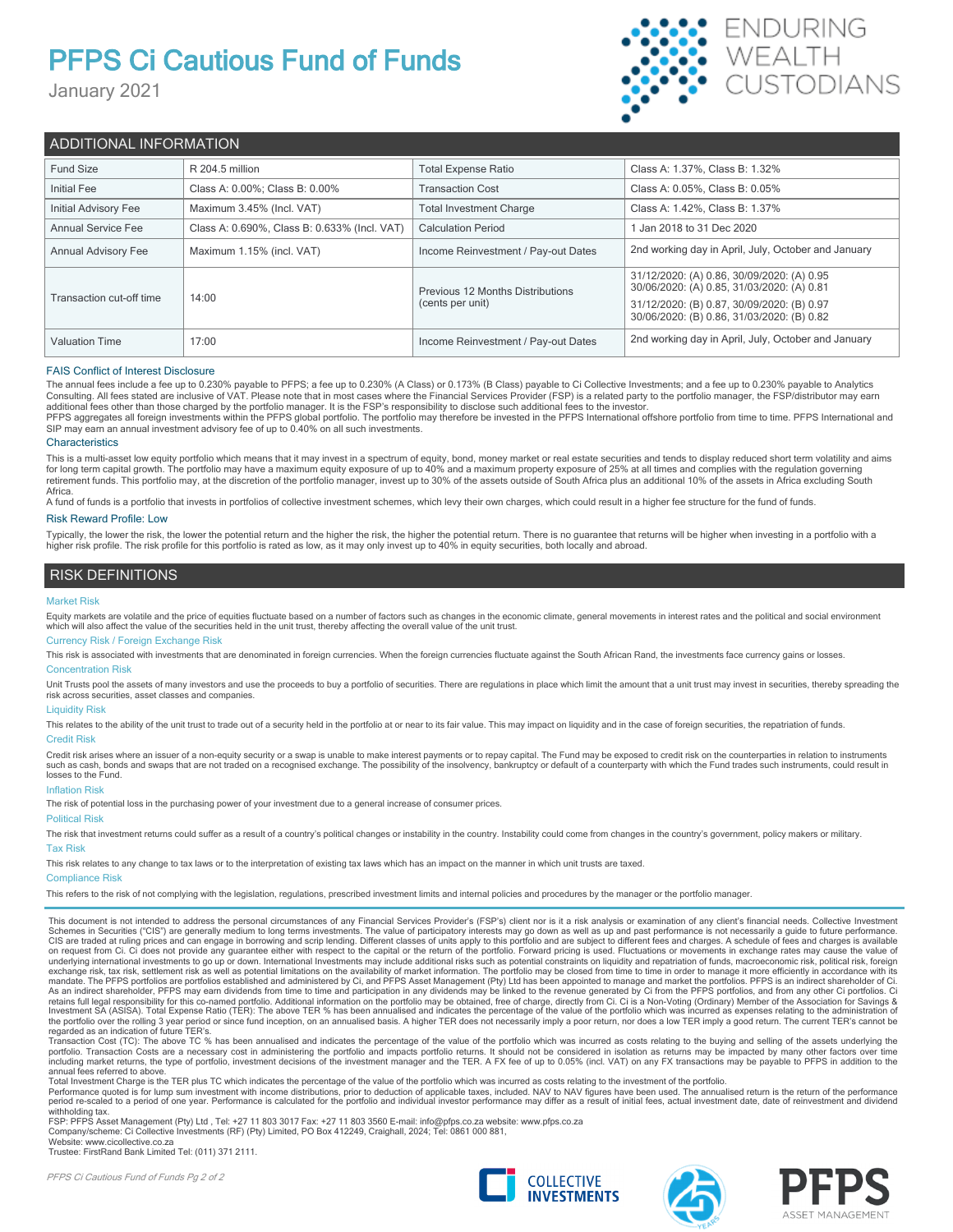# PFPS Ci Cautious Fund of Funds

January 2021

ENDURING WEALTH CUSTODIANS

## ADDITIONAL INFORMATION

| | | | |
|---|---|---|---|
| Fund Size | R 204.5 million | Total Expense Ratio | Class A: 1.37%, Class B: 1.32% |
| Initial Fee | Class A: 0.00%; Class B: 0.00% | Transaction Cost | Class A: 0.05%, Class B: 0.05% |
| Initial Advisory Fee | Maximum 3.45% (Incl. VAT) | Total Investment Charge | Class A: 1.42%, Class B: 1.37% |
| Annual Service Fee | Class A: 0.690%, Class B: 0.633% (Incl. VAT) | Calculation Period | 1 Jan 2018 to 31 Dec 2020 |
| Annual Advisory Fee | Maximum 1.15% (incl. VAT) | Income Reinvestment / Pay-out Dates | 2nd working day in April, July, October and January |
| Transaction cut-off time | 14:00 | Previous 12 Months Distributions (cents per unit) | 31/12/2020: (A) 0.86, 30/09/2020: (A) 0.95 30/06/2020: (A) 0.85, 31/03/2020: (A) 0.81 31/12/2020: (B) 0.87, 30/09/2020: (B) 0.97 30/06/2020: (B) 0.86, 31/03/2020: (B) 0.82 |
| Valuation Time | 17:00 | Income Reinvestment / Pay-out Dates | 2nd working day in April, July, October and January |

### FAIS Conflict of Interest Disclosure

The annual fees include a fee up to 0.230% payable to PFPS; a fee up to 0.230% (A Class) or 0.173% (B Class) payable to Ci Collective Investments; and a fee up to 0.230% payable to Analytics Consulting. All fees stated are inclusive of VAT. Please note that in most cases where the Financial Services Provider (FSP) is a related party to the portfolio manager, the FSP/distributor may earn additional fees other than those charged by the portfolio manager. It is the FSP's responsibility to disclose such additional fees to the investor.
PFPS aggregates all foreign investments within the PFPS global portfolio. The portfolio may therefore be invested in the PFPS International offshore portfolio from time to time. PFPS International and SIP may earn an annual investment advisory fee of up to 0.40% on all such investments.

### Characteristics

This is a multi-asset low equity portfolio which means that it may invest in a spectrum of equity, bond, money market or real estate securities and tends to display reduced short term volatility and aims for long term capital growth. The portfolio may have a maximum equity exposure of up to 40% and a maximum property exposure of 25% at all times and complies with the regulation governing retirement funds. This portfolio may, at the discretion of the portfolio manager, invest up to 30% of the assets outside of South Africa plus an additional 10% of the assets in Africa excluding South Africa.
A fund of funds is a portfolio that invests in portfolios of collective investment schemes, which levy their own charges, which could result in a higher fee structure for the fund of funds.

### Risk Reward Profile: Low

Typically, the lower the risk, the lower the potential return and the higher the risk, the higher the potential return. There is no guarantee that returns will be higher when investing in a portfolio with a higher risk profile. The risk profile for this portfolio is rated as low, as it may only invest up to 40% in equity securities, both locally and abroad.

## RISK DEFINITIONS

### Market Risk

Equity markets are volatile and the price of equities fluctuate based on a number of factors such as changes in the economic climate, general movements in interest rates and the political and social environment which will also affect the value of the securities held in the unit trust, thereby affecting the overall value of the unit trust.

### Currency Risk / Foreign Exchange Risk

This risk is associated with investments that are denominated in foreign currencies. When the foreign currencies fluctuate against the South African Rand, the investments face currency gains or losses.

### Concentration Risk

Unit Trusts pool the assets of many investors and use the proceeds to buy a portfolio of securities. There are regulations in place which limit the amount that a unit trust may invest in securities, thereby spreading the risk across securities, asset classes and companies.

### Liquidity Risk

This relates to the ability of the unit trust to trade out of a security held in the portfolio at or near to its fair value. This may impact on liquidity and in the case of foreign securities, the repatriation of funds.

### Credit Risk

Credit risk arises where an issuer of a non-equity security or a swap is unable to make interest payments or to repay capital. The Fund may be exposed to credit risk on the counterparties in relation to instruments such as cash, bonds and swaps that are not traded on a recognised exchange. The possibility of the insolvency, bankruptcy or default of a counterparty with which the Fund trades such instruments, could result in losses to the Fund.

### Inflation Risk

The risk of potential loss in the purchasing power of your investment due to a general increase of consumer prices.

### Political Risk

The risk that investment returns could suffer as a result of a country's political changes or instability in the country. Instability could come from changes in the country's government, policy makers or military.

### Tax Risk

This risk relates to any change to tax laws or to the interpretation of existing tax laws which has an impact on the manner in which unit trusts are taxed.

### Compliance Risk

This refers to the risk of not complying with the legislation, regulations, prescribed investment limits and internal policies and procedures by the manager or the portfolio manager.

This document is not intended to address the personal circumstances of any Financial Services Provider's (FSP's) client nor is it a risk analysis or examination of any client's financial needs. Collective Investment Schemes in Securities ("CIS") are generally medium to long terms investments. The value of participatory interests may go down as well as up and past performance is not necessarily a guide to future performance. CIS are traded at ruling prices and can engage in borrowing and scrip lending. Different classes of units apply to this portfolio and are subject to different fees and charges. A schedule of fees and charges is available on request from Ci. Ci does not provide any guarantee either with respect to the capital or the return of the portfolio. Forward pricing is used. Fluctuations or movements in exchange rates may cause the value of underlying international investments to go up or down. International Investments may include additional risks such as potential constraints on liquidity and repatriation of funds, macroeconomic risk, political risk, foreign exchange risk, tax risk, settlement risk as well as potential limitations on the availability of market information. The portfolio may be closed from time to time in order to manage it more efficiently in accordance with its mandate. The PFPS portfolios are portfolios established and administered by Ci, and PFPS Asset Management (Pty) Ltd has been appointed to manage and market the portfolios. PFPS is an indirect shareholder of Ci. As an indirect shareholder, PFPS may earn dividends from time to time and participation in any dividends may be linked to the revenue generated by Ci from the PFPS portfolios, and from any other Ci portfolios. Ci retains full legal responsibility for this co-named portfolio. Additional information on the portfolio may be obtained, free of charge, directly from Ci. Ci is a Non-Voting (Ordinary) Member of the Association for Savings & Investment SA (ASISA). Total Expense Ratio (TER): The above TER % has been annualised and indicates the percentage of the value of the portfolio which was incurred as expenses relating to the administration of the portfolio over the rolling 3 year period or since fund inception, on an annualised basis. A higher TER does not necessarily imply a poor return, nor does a low TER imply a good return. The current TER's cannot be regarded as an indication of future TER's.
Transaction Cost (TC): The above TC % has been annualised and indicates the percentage of the value of the portfolio which was incurred as costs relating to the buying and selling of the assets underlying the portfolio. Transaction Costs are a necessary cost in administering the portfolio and impacts portfolio returns. It should not be considered in isolation as returns may be impacted by many other factors over time including market returns, the type of portfolio, investment decisions of the investment manager and the TER. A FX fee of up to 0.05% (incl. VAT) on any FX transactions may be payable to PFPS in addition to the annual fees referred to above.
Total Investment Charge is the TER plus TC which indicates the percentage of the value of the portfolio which was incurred as costs relating to the investment of the portfolio.
Performance quoted is for lump sum investment with income distributions, prior to deduction of applicable taxes, included. NAV to NAV figures have been used. The annualised return is the return of the performance period re-scaled to a period of one year. Performance is calculated for the portfolio and individual investor performance may differ as a result of initial fees, actual investment date, date of reinvestment and dividend withholding tax.
FSP: PFPS Asset Management (Pty) Ltd , Tel: +27 11 803 3017 Fax: +27 11 803 3560 E-mail: info@pfps.co.za website: www.pfps.co.za
Company/scheme: Ci Collective Investments (RF) (Pty) Limited, PO Box 412249, Craighall, 2024; Tel: 0861 000 881,
Website: www.cicollective.co.za
Trustee: FirstRand Bank Limited Tel: (011) 371 2111.

COLLECTIVE INVESTMENTS

PFPS ASSET MANAGEMENT